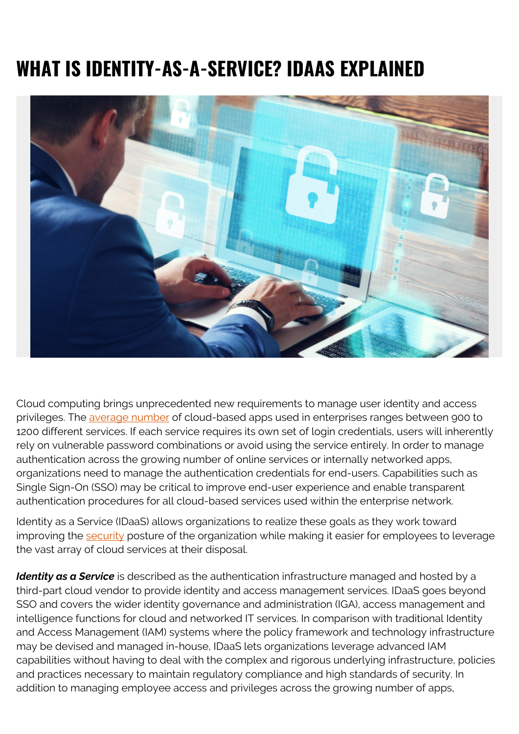# WHAT IS IDENTITY-AS-A-SERVICE? IDAAS EXPLAINED

Cloud computing brings unprecedented new requirements to manage user identity and access privileges. The average number of cloud-based apps used in enterprises ranges between 900 to 1200 different services. If each service requires its own set of login credentials, users will inherently rely on vulnerable password combinations or avoid using the service entirely. In order to manage authentication across the growing number of online services or internally networked apps, organizations need to manage the authentication credentials for end-users. Capabilities such as Single Sign-On (SSO) may be critical to improve end-user experience and enable transparent authentication procedures for all cloud-based services used within the enterprise network.

Identity as a Service (IDaaS) allows organizations to realize these goals as they work toward improving the security posture of the organization while making it easier for employees to leverage the vast array of cloud services at their disposal.

***Identity as a Service*** is described as the authentication infrastructure managed and hosted by a third-part cloud vendor to provide identity and access management services. IDaaS goes beyond SSO and covers the wider identity governance and administration (IGA), access management and intelligence functions for cloud and networked IT services. In comparison with traditional Identity and Access Management (IAM) systems where the policy framework and technology infrastructure may be devised and managed in-house, IDaaS lets organizations leverage advanced IAM capabilities without having to deal with the complex and rigorous underlying infrastructure, policies and practices necessary to maintain regulatory compliance and high standards of security. In addition to managing employee access and privileges across the growing number of apps,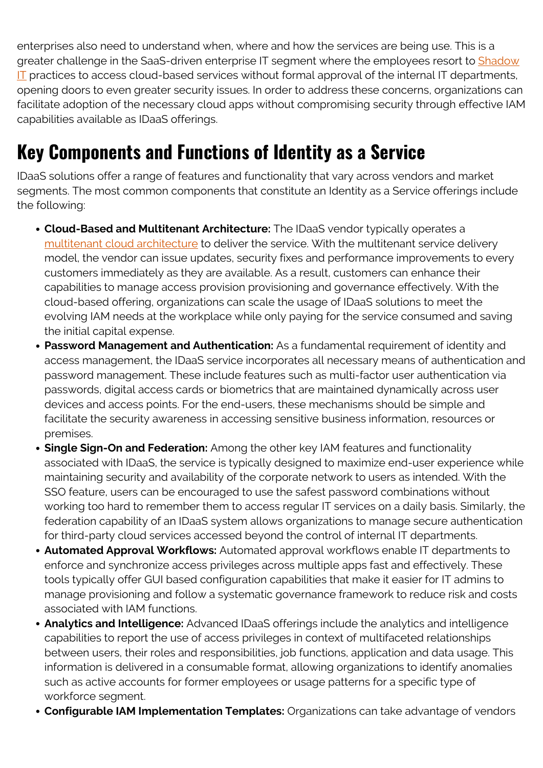enterprises also need to understand when, where and how the services are being use. This is a greater challenge in the SaaS-driven enterprise IT segment where the employees resort to Shadow IT practices to access cloud-based services without formal approval of the internal IT departments, opening doors to even greater security issues. In order to address these concerns, organizations can facilitate adoption of the necessary cloud apps without compromising security through effective IAM capabilities available as IDaaS offerings.

## Key Components and Functions of Identity as a Service

IDaaS solutions offer a range of features and functionality that vary across vendors and market segments. The most common components that constitute an Identity as a Service offerings include the following:

- **Cloud-Based and Multitenant Architecture:** The IDaaS vendor typically operates a multitenant cloud architecture to deliver the service. With the multitenant service delivery model, the vendor can issue updates, security fixes and performance improvements to every customers immediately as they are available. As a result, customers can enhance their capabilities to manage access provision provisioning and governance effectively. With the cloud-based offering, organizations can scale the usage of IDaaS solutions to meet the evolving IAM needs at the workplace while only paying for the service consumed and saving the initial capital expense.
- **Password Management and Authentication:** As a fundamental requirement of identity and access management, the IDaaS service incorporates all necessary means of authentication and password management. These include features such as multi-factor user authentication via passwords, digital access cards or biometrics that are maintained dynamically across user devices and access points. For the end-users, these mechanisms should be simple and facilitate the security awareness in accessing sensitive business information, resources or premises.
- **Single Sign-On and Federation:** Among the other key IAM features and functionality associated with IDaaS, the service is typically designed to maximize end-user experience while maintaining security and availability of the corporate network to users as intended. With the SSO feature, users can be encouraged to use the safest password combinations without working too hard to remember them to access regular IT services on a daily basis. Similarly, the federation capability of an IDaaS system allows organizations to manage secure authentication for third-party cloud services accessed beyond the control of internal IT departments.
- **Automated Approval Workflows:** Automated approval workflows enable IT departments to enforce and synchronize access privileges across multiple apps fast and effectively. These tools typically offer GUI based configuration capabilities that make it easier for IT admins to manage provisioning and follow a systematic governance framework to reduce risk and costs associated with IAM functions.
- **Analytics and Intelligence:** Advanced IDaaS offerings include the analytics and intelligence capabilities to report the use of access privileges in context of multifaceted relationships between users, their roles and responsibilities, job functions, application and data usage. This information is delivered in a consumable format, allowing organizations to identify anomalies such as active accounts for former employees or usage patterns for a specific type of workforce segment.
- **Configurable IAM Implementation Templates:** Organizations can take advantage of vendors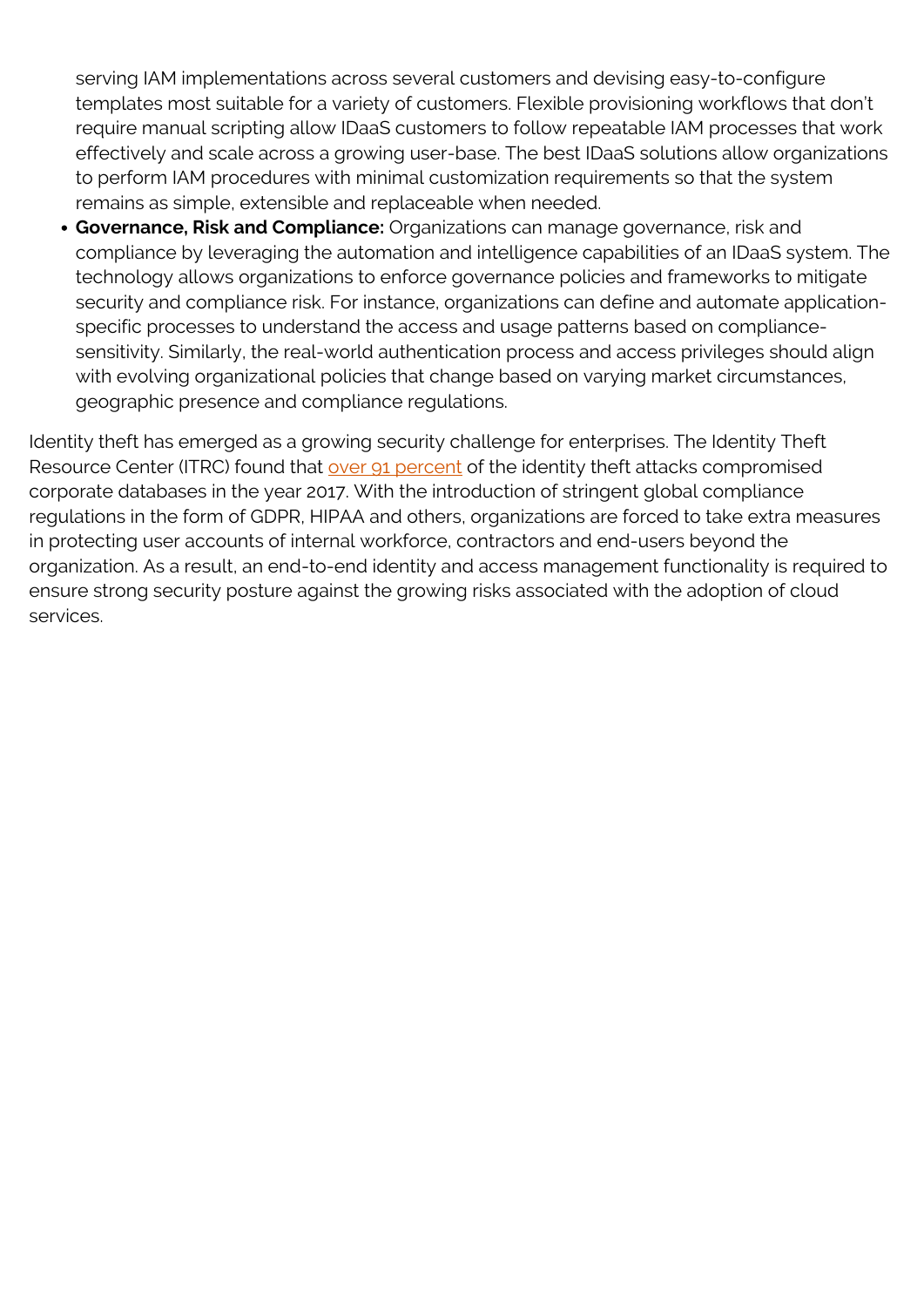serving IAM implementations across several customers and devising easy-to-configure templates most suitable for a variety of customers. Flexible provisioning workflows that don't require manual scripting allow IDaaS customers to follow repeatable IAM processes that work effectively and scale across a growing user-base. The best IDaaS solutions allow organizations to perform IAM procedures with minimal customization requirements so that the system remains as simple, extensible and replaceable when needed.

- **Governance, Risk and Compliance:** Organizations can manage governance, risk and compliance by leveraging the automation and intelligence capabilities of an IDaaS system. The technology allows organizations to enforce governance policies and frameworks to mitigate security and compliance risk. For instance, organizations can define and automate application-specific processes to understand the access and usage patterns based on compliance-sensitivity. Similarly, the real-world authentication process and access privileges should align with evolving organizational policies that change based on varying market circumstances, geographic presence and compliance regulations.

Identity theft has emerged as a growing security challenge for enterprises. The Identity Theft Resource Center (ITRC) found that over 91 percent of the identity theft attacks compromised corporate databases in the year 2017. With the introduction of stringent global compliance regulations in the form of GDPR, HIPAA and others, organizations are forced to take extra measures in protecting user accounts of internal workforce, contractors and end-users beyond the organization. As a result, an end-to-end identity and access management functionality is required to ensure strong security posture against the growing risks associated with the adoption of cloud services.